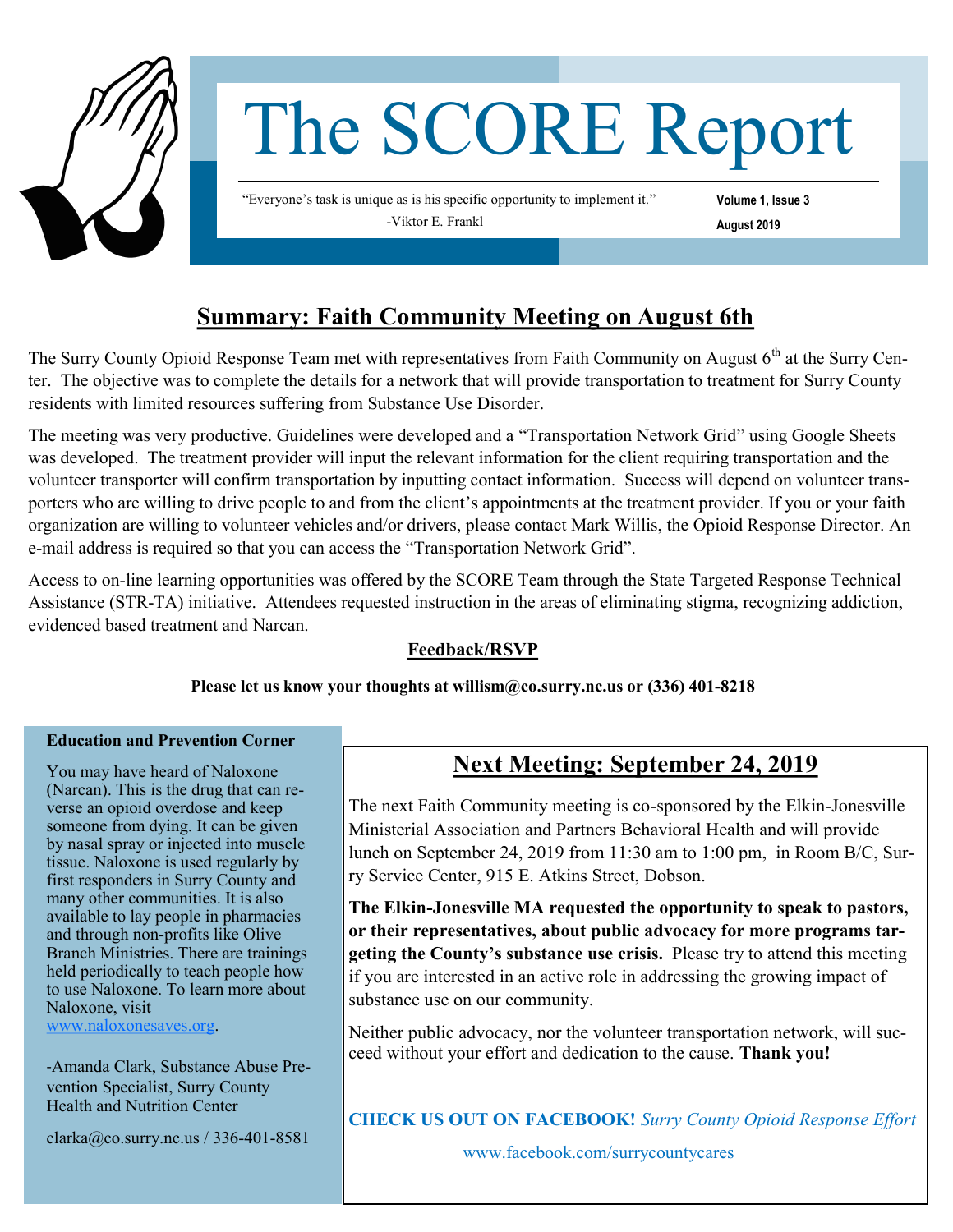# The SCORE Report

"Everyone's task is unique as is his specific opportunity to implement it."
-Viktor E. Frankl

**Volume 1, Issue 3**
**August 2019**

## Summary: Faith Community Meeting on August 6th

The Surry County Opioid Response Team met with representatives from Faith Community on August 6th at the Surry Center. The objective was to complete the details for a network that will provide transportation to treatment for Surry County residents with limited resources suffering from Substance Use Disorder.

The meeting was very productive. Guidelines were developed and a "Transportation Network Grid" using Google Sheets was developed. The treatment provider will input the relevant information for the client requiring transportation and the volunteer transporter will confirm transportation by inputting contact information. Success will depend on volunteer transporters who are willing to drive people to and from the client's appointments at the treatment provider. If you or your faith organization are willing to volunteer vehicles and/or drivers, please contact Mark Willis, the Opioid Response Director. An e-mail address is required so that you can access the "Transportation Network Grid".

Access to on-line learning opportunities was offered by the SCORE Team through the State Targeted Response Technical Assistance (STR-TA) initiative. Attendees requested instruction in the areas of eliminating stigma, recognizing addiction, evidenced based treatment and Narcan.

### Feedback/RSVP

**Please let us know your thoughts at willism@co.surry.nc.us or (336) 401-8218**

### Education and Prevention Corner

You may have heard of Naloxone (Narcan). This is the drug that can reverse an opioid overdose and keep someone from dying. It can be given by nasal spray or injected into muscle tissue. Naloxone is used regularly by first responders in Surry County and many other communities. It is also available to lay people in pharmacies and through non-profits like Olive Branch Ministries. There are trainings held periodically to teach people how to use Naloxone. To learn more about Naloxone, visit www.naloxonesaves.org.

-Amanda Clark, Substance Abuse Prevention Specialist, Surry County Health and Nutrition Center

clarka@co.surry.nc.us / 336-401-8581

## Next Meeting: September 24, 2019

The next Faith Community meeting is co-sponsored by the Elkin-Jonesville Ministerial Association and Partners Behavioral Health and will provide lunch on September 24, 2019 from 11:30 am to 1:00 pm, in Room B/C, Surry Service Center, 915 E. Atkins Street, Dobson.

**The Elkin-Jonesville MA requested the opportunity to speak to pastors, or their representatives, about public advocacy for more programs targeting the County's substance use crisis.** Please try to attend this meeting if you are interested in an active role in addressing the growing impact of substance use on our community.

Neither public advocacy, nor the volunteer transportation network, will succeed without your effort and dedication to the cause. **Thank you!**

**CHECK US OUT ON FACEBOOK!** *Surry County Opioid Response Effort*

www.facebook.com/surrycountycares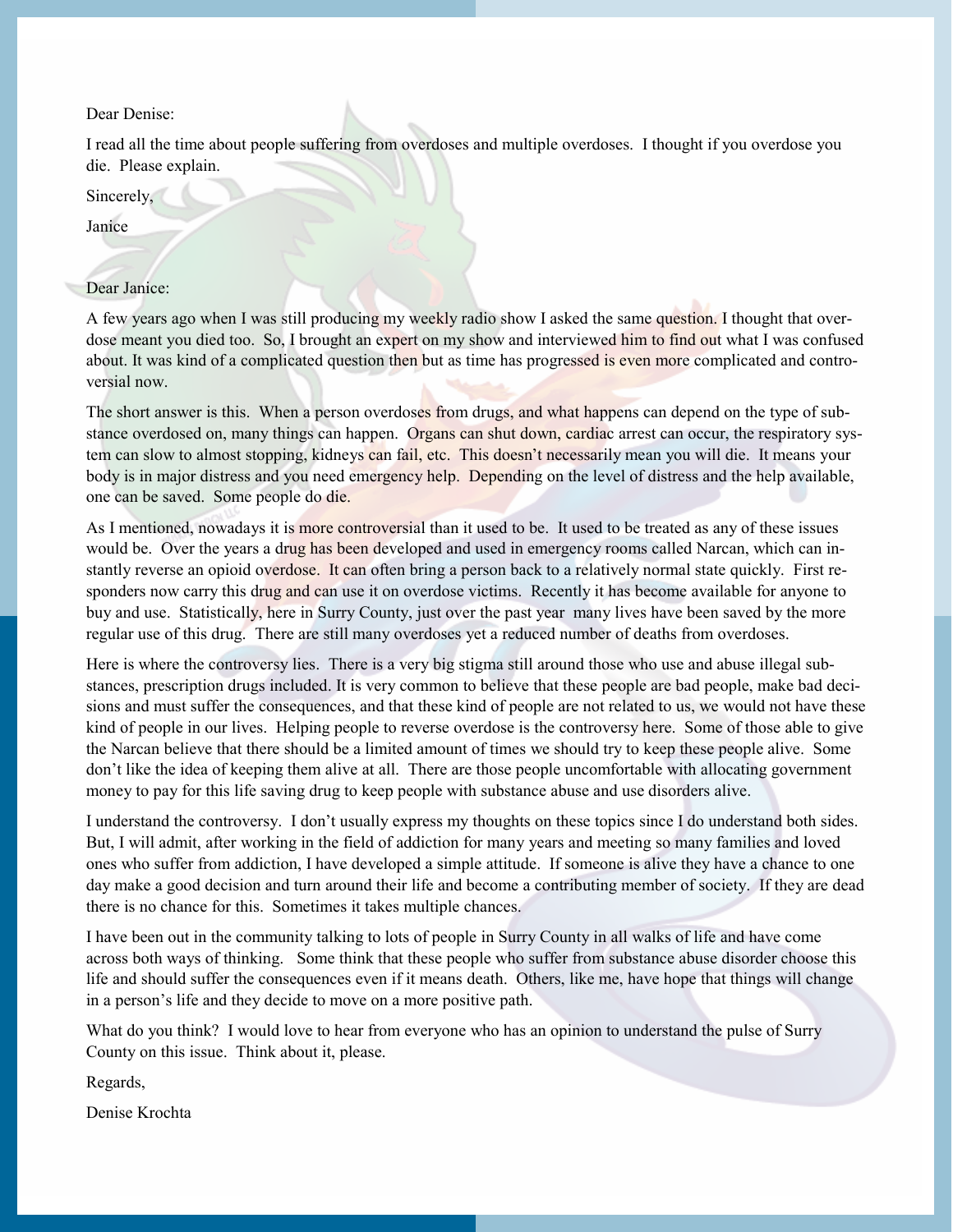Dear Denise:

I read all the time about people suffering from overdoses and multiple overdoses. I thought if you overdose you die. Please explain.

Sincerely,

Janice

Dear Janice:

A few years ago when I was still producing my weekly radio show I asked the same question. I thought that overdose meant you died too. So, I brought an expert on my show and interviewed him to find out what I was confused about. It was kind of a complicated question then but as time has progressed is even more complicated and controversial now.

The short answer is this. When a person overdoses from drugs, and what happens can depend on the type of substance overdosed on, many things can happen. Organs can shut down, cardiac arrest can occur, the respiratory system can slow to almost stopping, kidneys can fail, etc. This doesn't necessarily mean you will die. It means your body is in major distress and you need emergency help. Depending on the level of distress and the help available, one can be saved. Some people do die.

As I mentioned, nowadays it is more controversial than it used to be. It used to be treated as any of these issues would be. Over the years a drug has been developed and used in emergency rooms called Narcan, which can instantly reverse an opioid overdose. It can often bring a person back to a relatively normal state quickly. First responders now carry this drug and can use it on overdose victims. Recently it has become available for anyone to buy and use. Statistically, here in Surry County, just over the past year many lives have been saved by the more regular use of this drug. There are still many overdoses yet a reduced number of deaths from overdoses.

Here is where the controversy lies. There is a very big stigma still around those who use and abuse illegal substances, prescription drugs included. It is very common to believe that these people are bad people, make bad decisions and must suffer the consequences, and that these kind of people are not related to us, we would not have these kind of people in our lives. Helping people to reverse overdose is the controversy here. Some of those able to give the Narcan believe that there should be a limited amount of times we should try to keep these people alive. Some don't like the idea of keeping them alive at all. There are those people uncomfortable with allocating government money to pay for this life saving drug to keep people with substance abuse and use disorders alive.

I understand the controversy. I don't usually express my thoughts on these topics since I do understand both sides. But, I will admit, after working in the field of addiction for many years and meeting so many families and loved ones who suffer from addiction, I have developed a simple attitude. If someone is alive they have a chance to one day make a good decision and turn around their life and become a contributing member of society. If they are dead there is no chance for this. Sometimes it takes multiple chances.

I have been out in the community talking to lots of people in Surry County in all walks of life and have come across both ways of thinking. Some think that these people who suffer from substance abuse disorder choose this life and should suffer the consequences even if it means death. Others, like me, have hope that things will change in a person's life and they decide to move on a more positive path.

What do you think? I would love to hear from everyone who has an opinion to understand the pulse of Surry County on this issue. Think about it, please.

Regards,

Denise Krochta